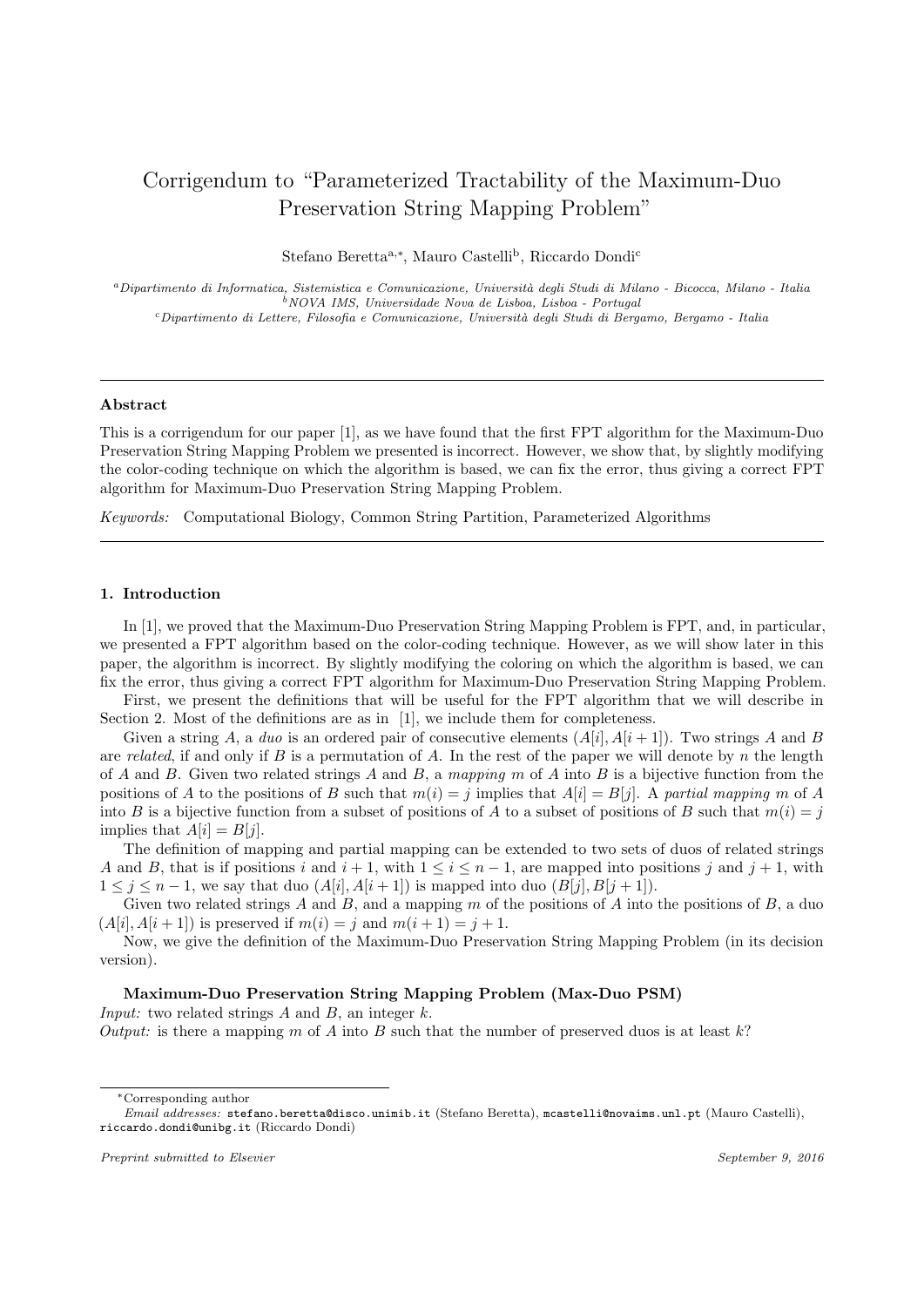// Corrigendum to "Parameterized Tractability of the Maximum-Duo Preservation String Mapping Problem"

Stefano Beretta[a,*], Mauro Castelli[b], Riccardo Dondi[c]

[a]*Dipartimento di Informatica, Sistemistica e Comunicazione, Università degli Studi di Milano - Bicocca, Milano - Italia*
[b]*NOVA IMS, Universidade Nova de Lisboa, Lisboa - Portugal*
[c]*Dipartimento di Lettere, Filosofia e Comunicazione, Università degli Studi di Bergamo, Bergamo - Italia*

---

**Abstract**

This is a corrigendum for our paper [1], as we have found that the first FPT algorithm for the Maximum-Duo Preservation String Mapping Problem we presented is incorrect. However, we show that, by slightly modifying the color-coding technique on which the algorithm is based, we can fix the error, thus giving a correct FPT algorithm for Maximum-Duo Preservation String Mapping Problem.

*Keywords:* Computational Biology, Common String Partition, Parameterized Algorithms

---

## 1. Introduction

In [1], we proved that the Maximum-Duo Preservation String Mapping Problem is FPT, and, in particular, we presented a FPT algorithm based on the color-coding technique. However, as we will show later in this paper, the algorithm is incorrect. By slightly modifying the coloring on which the algorithm is based, we can fix the error, thus giving a correct FPT algorithm for Maximum-Duo Preservation String Mapping Problem.

First, we present the definitions that will be useful for the FPT algorithm that we will describe in Section 2. Most of the definitions are as in [1], we include them for completeness.

Given a string $A$, a *duo* is an ordered pair of consecutive elements $(A[i], A[i+1])$. Two strings $A$ and $B$ are *related*, if and only if $B$ is a permutation of $A$. In the rest of the paper we will denote by $n$ the length of $A$ and $B$. Given two related strings $A$ and $B$, a *mapping* $m$ of $A$ into $B$ is a bijective function from the positions of $A$ to the positions of $B$ such that $m(i) = j$ implies that $A[i] = B[j]$. A *partial mapping* $m$ of $A$ into $B$ is a bijective function from a subset of positions of $A$ to a subset of positions of $B$ such that $m(i) = j$ implies that $A[i] = B[j]$.

The definition of mapping and partial mapping can be extended to two sets of duos of related strings $A$ and $B$, that is if positions $i$ and $i+1$, with $1 \leq i \leq n-1$, are mapped into positions $j$ and $j+1$, with $1 \leq j \leq n-1$, we say that duo $(A[i], A[i+1])$ is mapped into duo $(B[j], B[j+1])$.

Given two related strings $A$ and $B$, and a mapping $m$ of the positions of $A$ into the positions of $B$, a duo $(A[i], A[i+1])$ is preserved if $m(i) = j$ and $m(i+1) = j+1$.

Now, we give the definition of the Maximum-Duo Preservation String Mapping Problem (in its decision version).

**Maximum-Duo Preservation String Mapping Problem (Max-Duo PSM)**
*Input:* two related strings $A$ and $B$, an integer $k$.
*Output:* is there a mapping $m$ of $A$ into $B$ such that the number of preserved duos is at least $k$?

---

[*]Corresponding author
*Email addresses:* stefano.beretta@disco.unimib.it (Stefano Beretta), mcastelli@novaims.unl.pt (Mauro Castelli), riccardo.dondi@unibg.it (Riccardo Dondi)

*Preprint submitted to Elsevier* *September 9, 2016*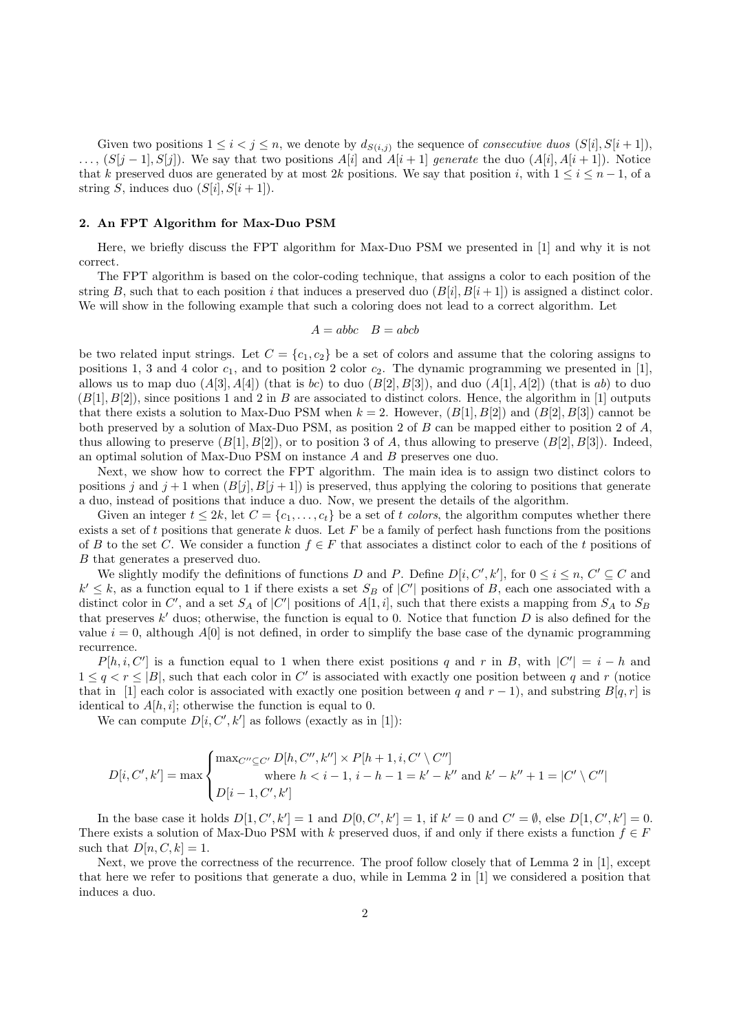Given two positions $1 \le i < j \le n$, we denote by $d_{S(i,j)}$ the sequence of *consecutive duos* $(S[i], S[i+1])$, $\dots$, $(S[j-1], S[j])$. We say that two positions $A[i]$ and $A[i+1]$ *generate* the duo $(A[i], A[i+1])$. Notice that $k$ preserved duos are generated by at most $2k$ positions. We say that position $i$, with $1 \le i \le n-1$, of a string $S$, induces duo $(S[i], S[i+1])$.

## 2. An FPT Algorithm for Max-Duo PSM

Here, we briefly discuss the FPT algorithm for Max-Duo PSM we presented in [1] and why it is not correct.

The FPT algorithm is based on the color-coding technique, that assigns a color to each position of the string $B$, such that to each position $i$ that induces a preserved duo $(B[i], B[i+1])$ is assigned a distinct color. We will show in the following example that such a coloring does not lead to a correct algorithm. Let

$$A = abbc \quad B = abcb$$

be two related input strings. Let $C = \{c_1, c_2\}$ be a set of colors and assume that the coloring assigns to positions 1, 3 and 4 color $c_1$, and to position 2 color $c_2$. The dynamic programming we presented in [1], allows us to map duo $(A[3], A[4])$ (that is $bc$) to duo $(B[2], B[3])$, and duo $(A[1], A[2])$ (that is $ab$) to duo $(B[1], B[2])$, since positions 1 and 2 in $B$ are associated to distinct colors. Hence, the algorithm in [1] outputs that there exists a solution to Max-Duo PSM when $k = 2$. However, $(B[1], B[2])$ and $(B[2], B[3])$ cannot be both preserved by a solution of Max-Duo PSM, as position 2 of $B$ can be mapped either to position 2 of $A$, thus allowing to preserve $(B[1], B[2])$, or to position 3 of $A$, thus allowing to preserve $(B[2], B[3])$. Indeed, an optimal solution of Max-Duo PSM on instance $A$ and $B$ preserves one duo.

Next, we show how to correct the FPT algorithm. The main idea is to assign two distinct colors to positions $j$ and $j+1$ when $(B[j], B[j+1])$ is preserved, thus applying the coloring to positions that generate a duo, instead of positions that induce a duo. Now, we present the details of the algorithm.

Given an integer $t \le 2k$, let $C = \{c_1, \dots, c_t\}$ be a set of $t$ *colors*, the algorithm computes whether there exists a set of $t$ positions that generate $k$ duos. Let $F$ be a family of perfect hash functions from the positions of $B$ to the set $C$. We consider a function $f \in F$ that associates a distinct color to each of the $t$ positions of $B$ that generates a preserved duo.

We slightly modify the definitions of functions $D$ and $P$. Define $D[i, C', k']$, for $0 \le i \le n$, $C' \subseteq C$ and $k' \le k$, as a function equal to 1 if there exists a set $S_B$ of $|C'|$ positions of $B$, each one associated with a distinct color in $C'$, and a set $S_A$ of $|C'|$ positions of $A[1, i]$, such that there exists a mapping from $S_A$ to $S_B$ that preserves $k'$ duos; otherwise, the function is equal to 0. Notice that function $D$ is also defined for the value $i = 0$, although $A[0]$ is not defined, in order to simplify the base case of the dynamic programming recurrence.

$P[h, i, C']$ is a function equal to 1 when there exist positions $q$ and $r$ in $B$, with $|C'| = i - h$ and $1 \le q < r \le |B|$, such that each color in $C'$ is associated with exactly one position between $q$ and $r$ (notice that in [1] each color is associated with exactly one position between $q$ and $r - 1$), and substring $B[q, r]$ is identical to $A[h, i]$; otherwise the function is equal to 0.

We can compute $D[i, C', k']$ as follows (exactly as in [1]):

$$D[i, C', k'] = \max \begin{cases} \max_{C'' \subseteq C'} D[h, C'', k''] \times P[h+1, i, C' \setminus C''] \\ \qquad \text{where } h < i-1,\ i-h-1 = k'-k'' \text{ and } k'-k''+1 = |C' \setminus C''| \\ D[i-1, C', k'] \end{cases}$$

In the base case it holds $D[1, C', k'] = 1$ and $D[0, C', k'] = 1$, if $k' = 0$ and $C' = \emptyset$, else $D[1, C', k'] = 0$. There exists a solution of Max-Duo PSM with $k$ preserved duos, if and only if there exists a function $f \in F$ such that $D[n, C, k] = 1$.

Next, we prove the correctness of the recurrence. The proof follow closely that of Lemma 2 in [1], except that here we refer to positions that generate a duo, while in Lemma 2 in [1] we considered a position that induces a duo.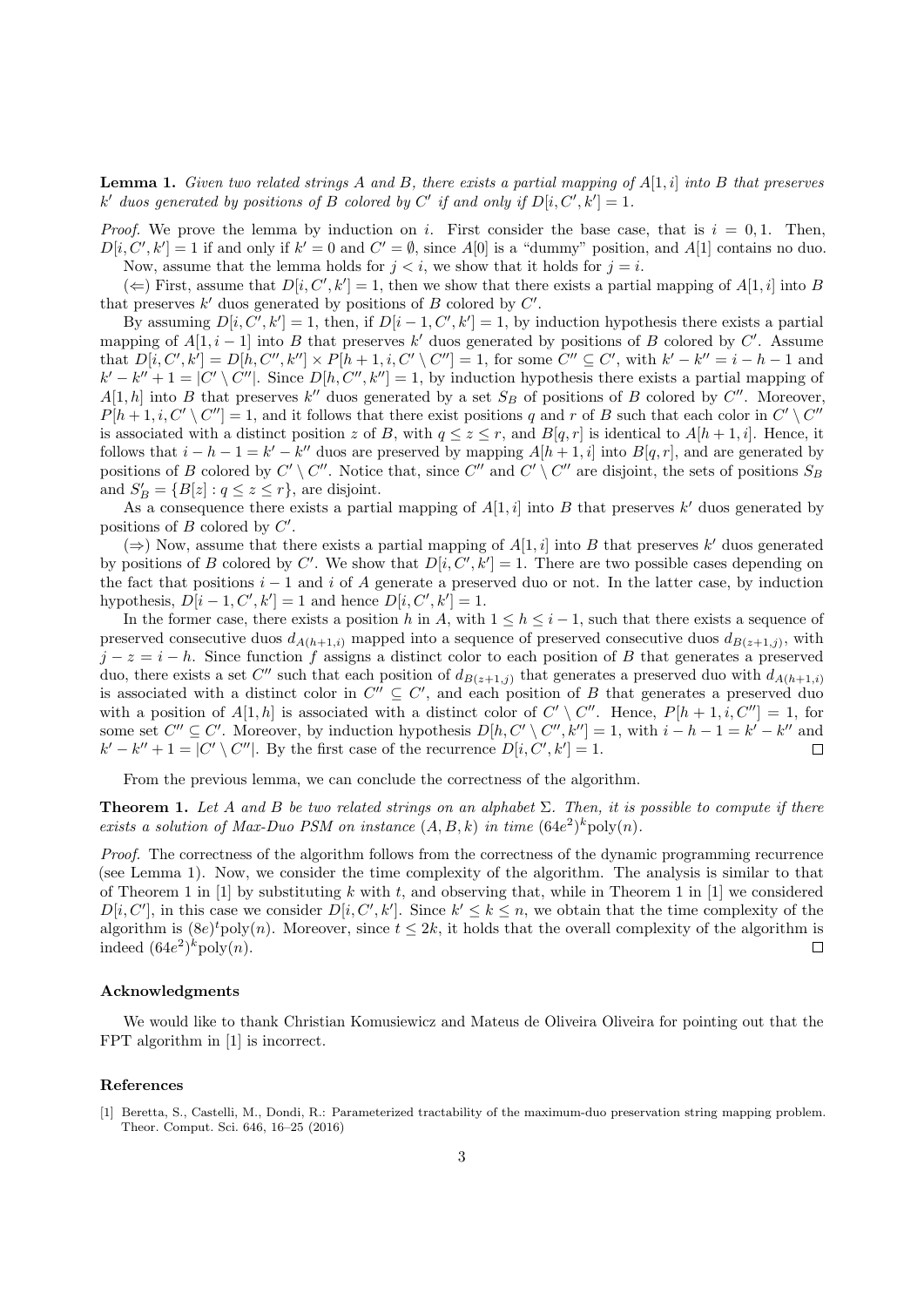**Lemma 1.** *Given two related strings $A$ and $B$, there exists a partial mapping of $A[1,i]$ into $B$ that preserves $k'$ duos generated by positions of $B$ colored by $C'$ if and only if $D[i, C', k'] = 1$.*

*Proof.* We prove the lemma by induction on $i$. First consider the base case, that is $i = 0, 1$. Then, $D[i, C', k'] = 1$ if and only if $k' = 0$ and $C' = \emptyset$, since $A[0]$ is a "dummy" position, and $A[1]$ contains no duo.

Now, assume that the lemma holds for $j < i$, we show that it holds for $j = i$.

($\Leftarrow$) First, assume that $D[i, C', k'] = 1$, then we show that there exists a partial mapping of $A[1, i]$ into $B$ that preserves $k'$ duos generated by positions of $B$ colored by $C'$.

By assuming $D[i, C', k'] = 1$, then, if $D[i-1, C', k'] = 1$, by induction hypothesis there exists a partial mapping of $A[1, i-1]$ into $B$ that preserves $k'$ duos generated by positions of $B$ colored by $C'$. Assume that $D[i, C', k'] = D[h, C'', k''] \times P[h+1, i, C' \setminus C''] = 1$, for some $C'' \subseteq C'$, with $k' - k'' = i - h - 1$ and $k' - k'' + 1 = |C' \setminus C''|$. Since $D[h, C'', k''] = 1$, by induction hypothesis there exists a partial mapping of $A[1, h]$ into $B$ that preserves $k''$ duos generated by a set $S_B$ of positions of $B$ colored by $C''$. Moreover, $P[h+1, i, C' \setminus C''] = 1$, and it follows that there exist positions $q$ and $r$ of $B$ such that each color in $C' \setminus C''$ is associated with a distinct position $z$ of $B$, with $q \leq z \leq r$, and $B[q, r]$ is identical to $A[h+1, i]$. Hence, it follows that $i - h - 1 = k' - k''$ duos are preserved by mapping $A[h+1, i]$ into $B[q, r]$, and are generated by positions of $B$ colored by $C' \setminus C''$. Notice that, since $C''$ and $C' \setminus C''$ are disjoint, the sets of positions $S_B$ and $S'_B = \{B[z] : q \leq z \leq r\}$, are disjoint.

As a consequence there exists a partial mapping of $A[1, i]$ into $B$ that preserves $k'$ duos generated by positions of $B$ colored by $C'$.

($\Rightarrow$) Now, assume that there exists a partial mapping of $A[1, i]$ into $B$ that preserves $k'$ duos generated by positions of $B$ colored by $C'$. We show that $D[i, C', k'] = 1$. There are two possible cases depending on the fact that positions $i-1$ and $i$ of $A$ generate a preserved duo or not. In the latter case, by induction hypothesis, $D[i-1, C', k'] = 1$ and hence $D[i, C', k'] = 1$.

In the former case, there exists a position $h$ in $A$, with $1 \leq h \leq i-1$, such that there exists a sequence of preserved consecutive duos $d_{A(h+1,i)}$ mapped into a sequence of preserved consecutive duos $d_{B(z+1,j)}$, with $j - z = i - h$. Since function $f$ assigns a distinct color to each position of $B$ that generates a preserved duo, there exists a set $C''$ such that each position of $d_{B(z+1,j)}$ that generates a preserved duo with $d_{A(h+1,i)}$ is associated with a distinct color in $C'' \subseteq C'$, and each position of $B$ that generates a preserved duo with a position of $A[1, h]$ is associated with a distinct color of $C' \setminus C''$. Hence, $P[h+1, i, C''] = 1$, for some set $C'' \subseteq C'$. Moreover, by induction hypothesis $D[h, C' \setminus C'', k''] = 1$, with $i - h - 1 = k' - k''$ and $k' - k'' + 1 = |C' \setminus C''|$. By the first case of the recurrence $D[i, C', k'] = 1$. $\square$

From the previous lemma, we can conclude the correctness of the algorithm.

**Theorem 1.** *Let $A$ and $B$ be two related strings on an alphabet $\Sigma$. Then, it is possible to compute if there exists a solution of Max-Duo PSM on instance $(A, B, k)$ in time $(64e^2)^k \text{poly}(n)$.*

*Proof.* The correctness of the algorithm follows from the correctness of the dynamic programming recurrence (see Lemma 1). Now, we consider the time complexity of the algorithm. The analysis is similar to that of Theorem 1 in [1] by substituting $k$ with $t$, and observing that, while in Theorem 1 in [1] we considered $D[i, C']$, in this case we consider $D[i, C', k']$. Since $k' \leq k \leq n$, we obtain that the time complexity of the algorithm is $(8e)^t \text{poly}(n)$. Moreover, since $t \leq 2k$, it holds that the overall complexity of the algorithm is indeed $(64e^2)^k \text{poly}(n)$. $\square$

## Acknowledgments

We would like to thank Christian Komusiewicz and Mateus de Oliveira Oliveira for pointing out that the FPT algorithm in [1] is incorrect.

## References

[1] Beretta, S., Castelli, M., Dondi, R.: Parameterized tractability of the maximum-duo preservation string mapping problem. Theor. Comput. Sci. 646, 16–25 (2016)